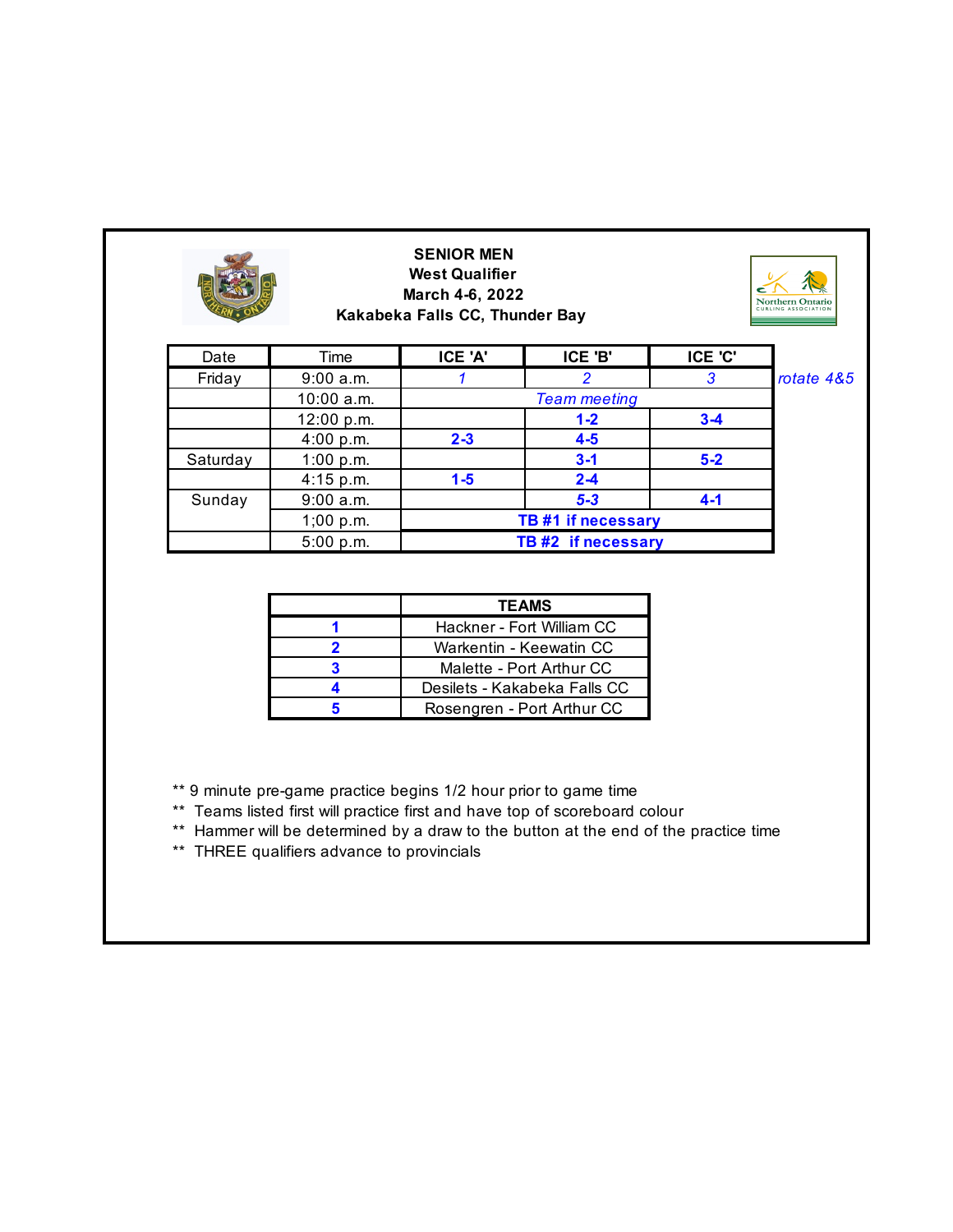**SENIOR MEN**
**West Qualifier**
**March 4-6, 2022**
**Kakabeka Falls CC, Thunder Bay**

| Date | Time | ICE 'A' | ICE 'B' | ICE 'C' | |
|---|---|---|---|---|---|
| Friday | 9:00 a.m. | *1* | *2* | *3* | *rotate 4&5* |
| | 10:00 a.m. | | *Team meeting* | | |
| | 12:00 p.m. | | **1-2** | **3-4** | |
| | 4:00 p.m. | **2-3** | **4-5** | | |
| Saturday | 1:00 p.m. | | **3-1** | **5-2** | |
| | 4:15 p.m. | **1-5** | **2-4** | | |
| Sunday | 9:00 a.m. | | ***5-3*** | **4-1** | |
| | 1;00 p.m. | | **TB #1 if necessary** | | |
| | 5:00 p.m. | | **TB #2 if necessary** | | |

| | TEAMS |
|---|---|
| **1** | Hackner - Fort William CC |
| **2** | Warkentin - Keewatin CC |
| **3** | Malette - Port Arthur CC |
| **4** | Desilets - Kakabeka Falls CC |
| **5** | Rosengren - Port Arthur CC |

** 9 minute pre-game practice begins 1/2 hour prior to game time
** Teams listed first will practice first and have top of scoreboard colour
** Hammer will be determined by a draw to the button at the end of the practice time
** THREE qualifiers advance to provincials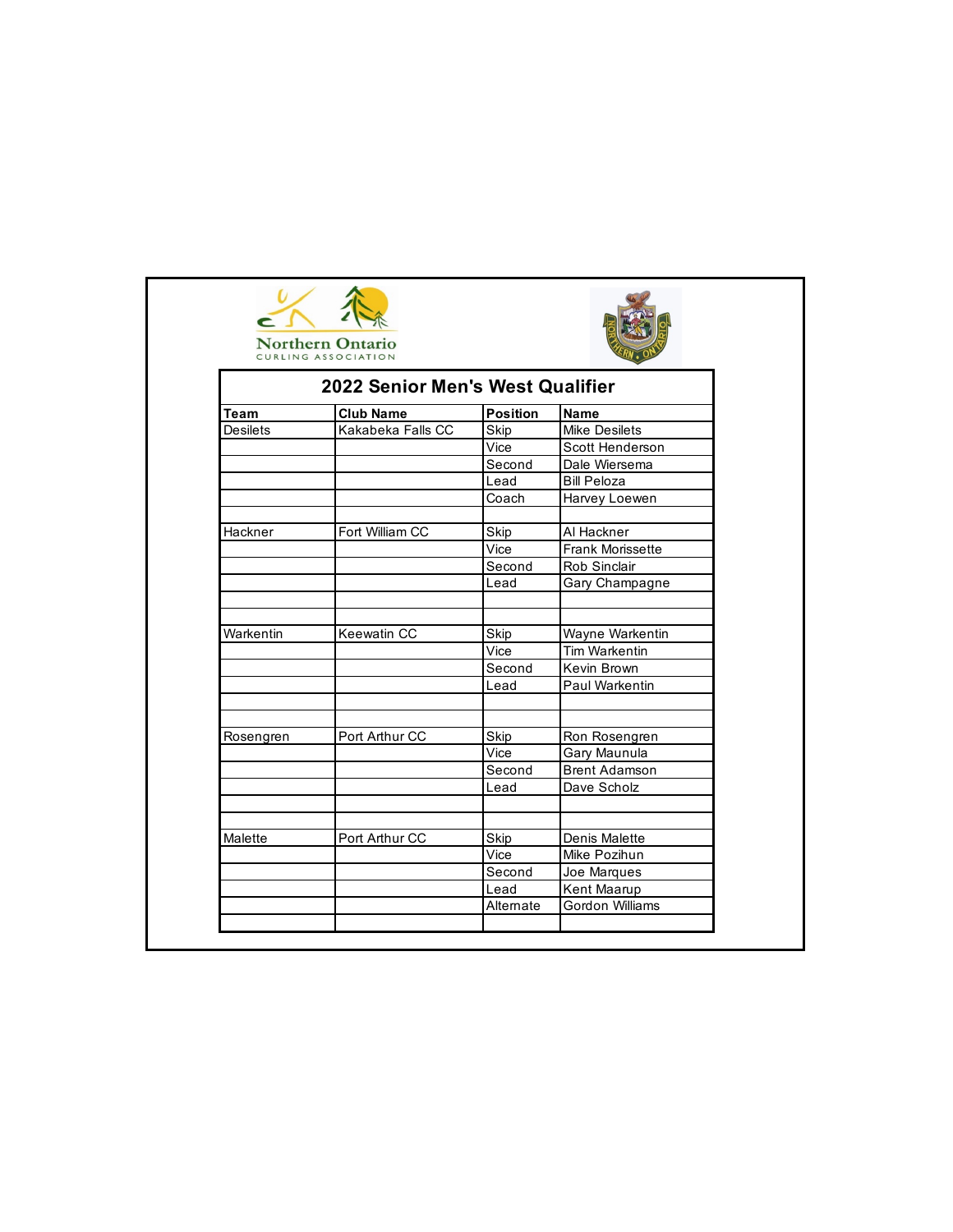Northern Ontario
CURLING ASSOCIATION

## 2022 Senior Men's West Qualifier

| Team | Club Name | Position | Name |
|---|---|---|---|
| Desilets | Kakabeka Falls CC | Skip | Mike Desilets |
| | | Vice | Scott Henderson |
| | | Second | Dale Wiersema |
| | | Lead | Bill Peloza |
| | | Coach | Harvey Loewen |
| | | | |
| Hackner | Fort William CC | Skip | Al Hackner |
| | | Vice | Frank Morissette |
| | | Second | Rob Sinclair |
| | | Lead | Gary Champagne |
| | | | |
| | | | |
| Warkentin | Keewatin CC | Skip | Wayne Warkentin |
| | | Vice | Tim Warkentin |
| | | Second | Kevin Brown |
| | | Lead | Paul Warkentin |
| | | | |
| | | | |
| Rosengren | Port Arthur CC | Skip | Ron Rosengren |
| | | Vice | Gary Maunula |
| | | Second | Brent Adamson |
| | | Lead | Dave Scholz |
| | | | |
| | | | |
| Malette | Port Arthur CC | Skip | Denis Malette |
| | | Vice | Mike Pozihun |
| | | Second | Joe Marques |
| | | Lead | Kent Maarup |
| | | Alternate | Gordon Williams |
| | | | |